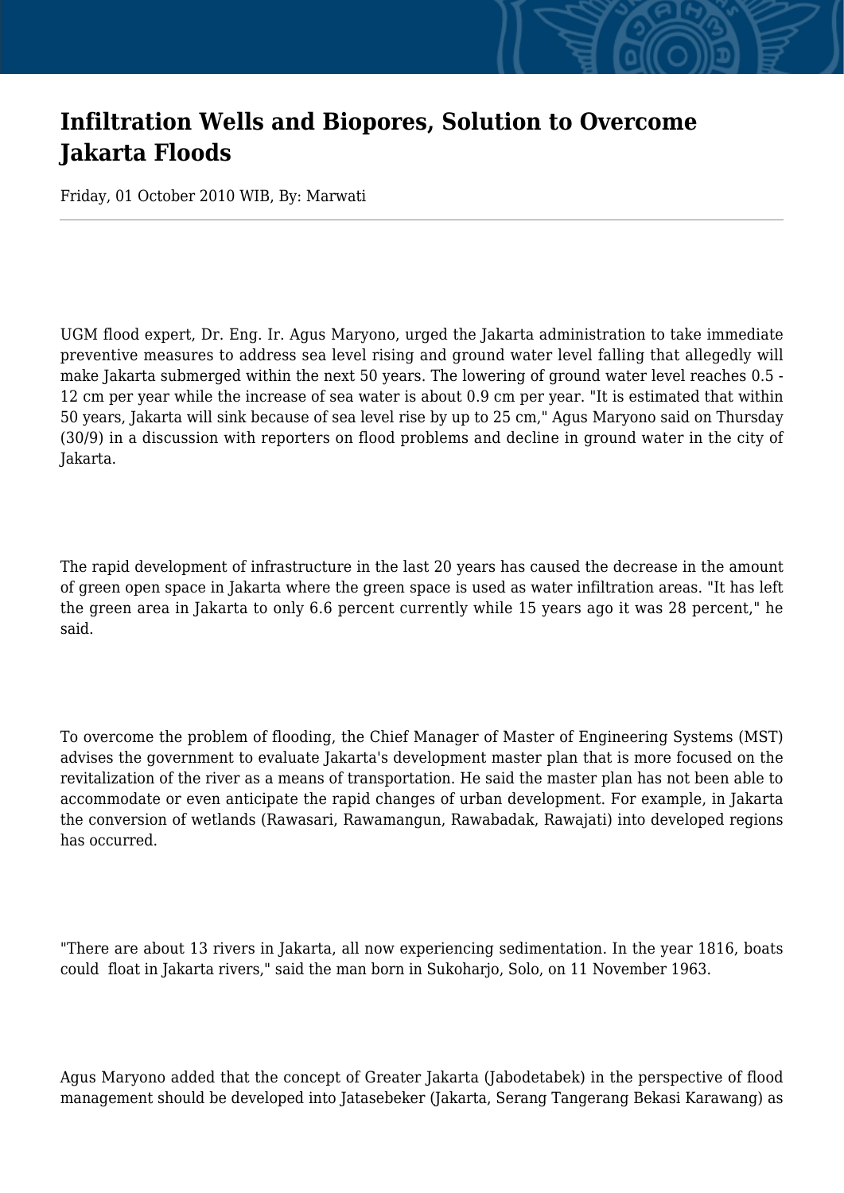# Infiltration Wells and Biopores, Solution to Overcome Jakarta Floods

Friday, 01 October 2010 WIB, By: Marwati

---

UGM flood expert, Dr. Eng. Ir. Agus Maryono, urged the Jakarta administration to take immediate preventive measures to address sea level rising and ground water level falling that allegedly will make Jakarta submerged within the next 50 years. The lowering of ground water level reaches 0.5 - 12 cm per year while the increase of sea water is about 0.9 cm per year. "It is estimated that within 50 years, Jakarta will sink because of sea level rise by up to 25 cm," Agus Maryono said on Thursday (30/9) in a discussion with reporters on flood problems and decline in ground water in the city of Jakarta.

The rapid development of infrastructure in the last 20 years has caused the decrease in the amount of green open space in Jakarta where the green space is used as water infiltration areas. "It has left the green area in Jakarta to only 6.6 percent currently while 15 years ago it was 28 percent," he said.

To overcome the problem of flooding, the Chief Manager of Master of Engineering Systems (MST) advises the government to evaluate Jakarta's development master plan that is more focused on the revitalization of the river as a means of transportation. He said the master plan has not been able to accommodate or even anticipate the rapid changes of urban development. For example, in Jakarta the conversion of wetlands (Rawasari, Rawamangun, Rawabadak, Rawajati) into developed regions has occurred.

"There are about 13 rivers in Jakarta, all now experiencing sedimentation. In the year 1816, boats could float in Jakarta rivers," said the man born in Sukoharjo, Solo, on 11 November 1963.

Agus Maryono added that the concept of Greater Jakarta (Jabodetabek) in the perspective of flood management should be developed into Jatasebeker (Jakarta, Serang Tangerang Bekasi Karawang) as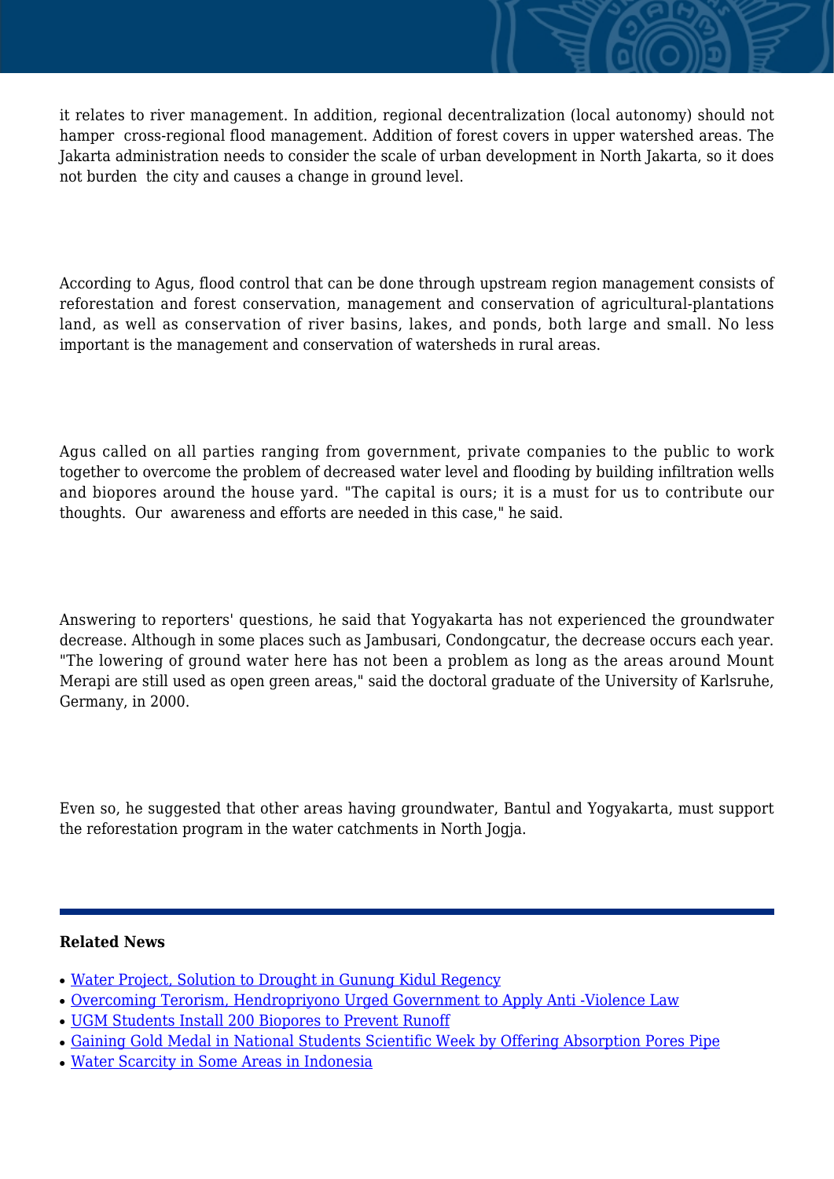it relates to river management. In addition, regional decentralization (local autonomy) should not hamper cross-regional flood management. Addition of forest covers in upper watershed areas. The Jakarta administration needs to consider the scale of urban development in North Jakarta, so it does not burden the city and causes a change in ground level.

According to Agus, flood control that can be done through upstream region management consists of reforestation and forest conservation, management and conservation of agricultural-plantations land, as well as conservation of river basins, lakes, and ponds, both large and small. No less important is the management and conservation of watersheds in rural areas.

Agus called on all parties ranging from government, private companies to the public to work together to overcome the problem of decreased water level and flooding by building infiltration wells and biopores around the house yard. "The capital is ours; it is a must for us to contribute our thoughts. Our awareness and efforts are needed in this case," he said.

Answering to reporters' questions, he said that Yogyakarta has not experienced the groundwater decrease. Although in some places such as Jambusari, Condongcatur, the decrease occurs each year. "The lowering of ground water here has not been a problem as long as the areas around Mount Merapi are still used as open green areas," said the doctoral graduate of the University of Karlsruhe, Germany, in 2000.

Even so, he suggested that other areas having groundwater, Bantul and Yogyakarta, must support the reforestation program in the water catchments in North Jogja.

**Related News**

- Water Project, Solution to Drought in Gunung Kidul Regency
- Overcoming Terorism, Hendropriyono Urged Government to Apply Anti -Violence Law
- UGM Students Install 200 Biopores to Prevent Runoff
- Gaining Gold Medal in National Students Scientific Week by Offering Absorption Pores Pipe
- Water Scarcity in Some Areas in Indonesia